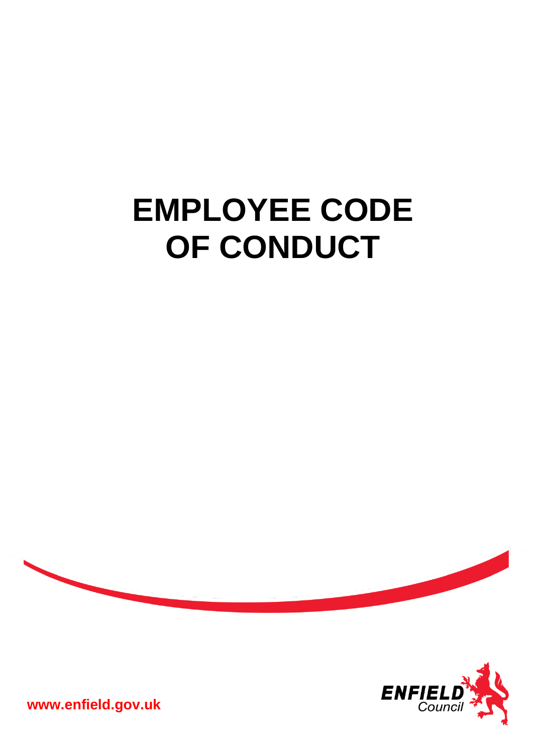# EMPLOYEE CODE OF CONDUCT

www.enfield.gov.uk

ENFIELD Council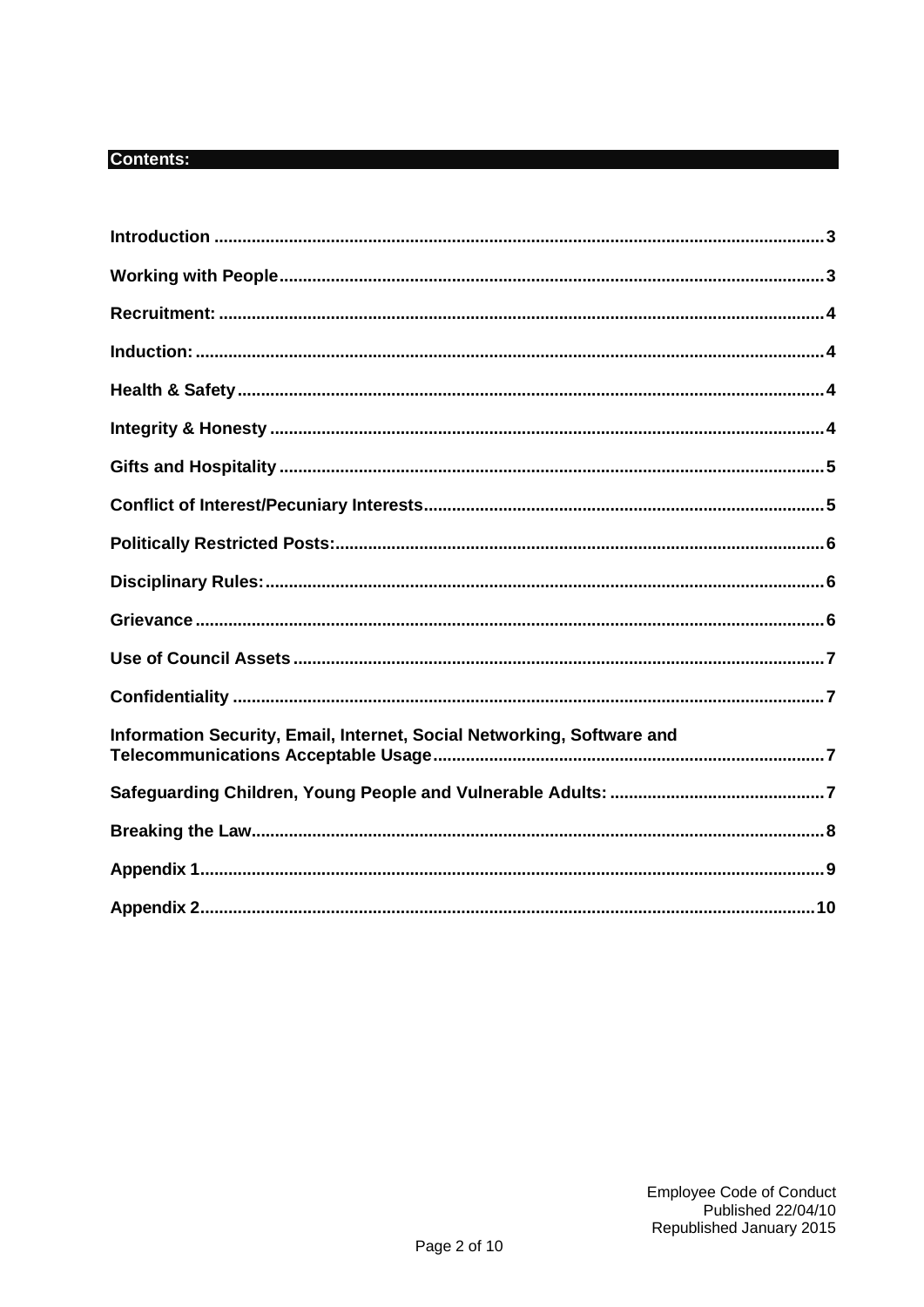## Contents:

| | |
|---|---|
| **Introduction** | **3** |
| **Working with People** | **3** |
| **Recruitment:** | **4** |
| **Induction:** | **4** |
| **Health & Safety** | **4** |
| **Integrity & Honesty** | **4** |
| **Gifts and Hospitality** | **5** |
| **Conflict of Interest/Pecuniary Interests** | **5** |
| **Politically Restricted Posts:** | **6** |
| **Disciplinary Rules:** | **6** |
| **Grievance** | **6** |
| **Use of Council Assets** | **7** |
| **Confidentiality** | **7** |
| **Information Security, Email, Internet, Social Networking, Software and Telecommunications Acceptable Usage** | **7** |
| **Safeguarding Children, Young People and Vulnerable Adults:** | **7** |
| **Breaking the Law** | **8** |
| **Appendix 1** | **9** |
| **Appendix 2** | **10** |

Employee Code of Conduct
Published 22/04/10
Republished January 2015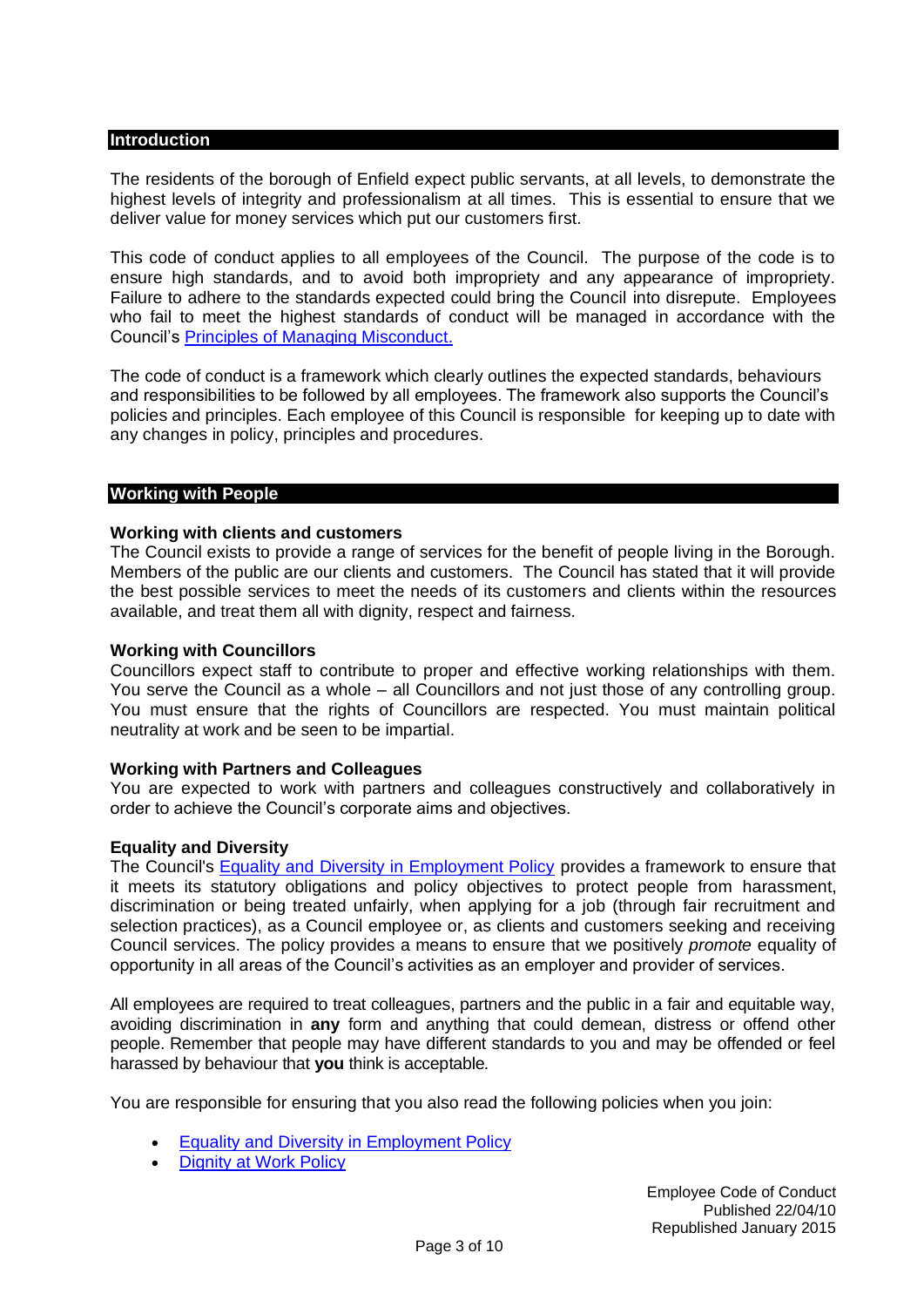## Introduction

The residents of the borough of Enfield expect public servants, at all levels, to demonstrate the highest levels of integrity and professionalism at all times. This is essential to ensure that we deliver value for money services which put our customers first.

This code of conduct applies to all employees of the Council. The purpose of the code is to ensure high standards, and to avoid both impropriety and any appearance of impropriety. Failure to adhere to the standards expected could bring the Council into disrepute. Employees who fail to meet the highest standards of conduct will be managed in accordance with the Council's Principles of Managing Misconduct.

The code of conduct is a framework which clearly outlines the expected standards, behaviours and responsibilities to be followed by all employees. The framework also supports the Council's policies and principles. Each employee of this Council is responsible for keeping up to date with any changes in policy, principles and procedures.

## Working with People

### Working with clients and customers

The Council exists to provide a range of services for the benefit of people living in the Borough. Members of the public are our clients and customers. The Council has stated that it will provide the best possible services to meet the needs of its customers and clients within the resources available, and treat them all with dignity, respect and fairness.

### Working with Councillors

Councillors expect staff to contribute to proper and effective working relationships with them. You serve the Council as a whole – all Councillors and not just those of any controlling group. You must ensure that the rights of Councillors are respected. You must maintain political neutrality at work and be seen to be impartial.

### Working with Partners and Colleagues

You are expected to work with partners and colleagues constructively and collaboratively in order to achieve the Council's corporate aims and objectives.

### Equality and Diversity

The Council's Equality and Diversity in Employment Policy provides a framework to ensure that it meets its statutory obligations and policy objectives to protect people from harassment, discrimination or being treated unfairly, when applying for a job (through fair recruitment and selection practices), as a Council employee or, as clients and customers seeking and receiving Council services. The policy provides a means to ensure that we positively *promote* equality of opportunity in all areas of the Council's activities as an employer and provider of services.

All employees are required to treat colleagues, partners and the public in a fair and equitable way, avoiding discrimination in **any** form and anything that could demean, distress or offend other people. Remember that people may have different standards to you and may be offended or feel harassed by behaviour that **you** think is acceptable.

You are responsible for ensuring that you also read the following policies when you join:

- Equality and Diversity in Employment Policy
- Dignity at Work Policy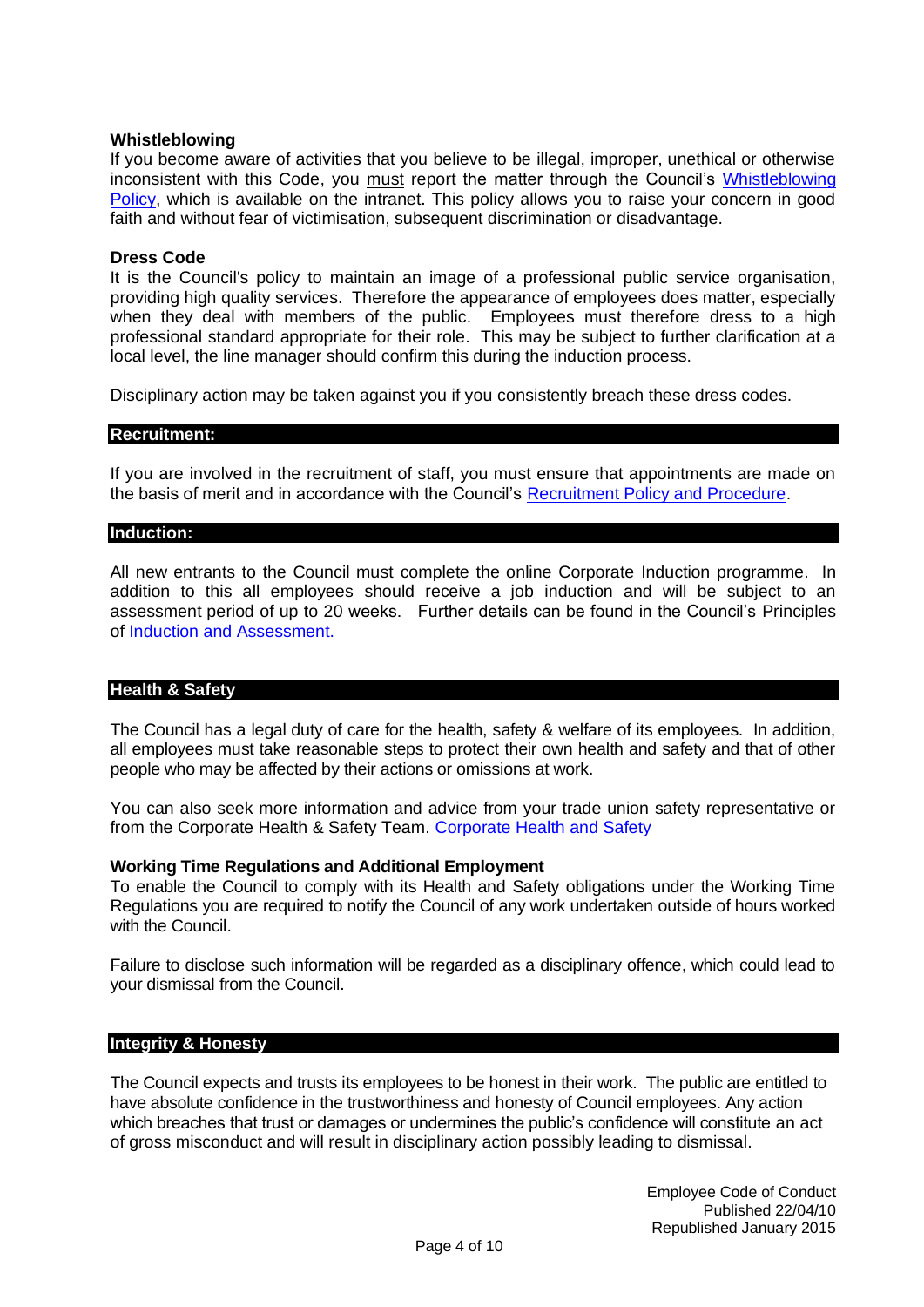### Whistleblowing

If you become aware of activities that you believe to be illegal, improper, unethical or otherwise inconsistent with this Code, you must report the matter through the Council's Whistleblowing Policy, which is available on the intranet. This policy allows you to raise your concern in good faith and without fear of victimisation, subsequent discrimination or disadvantage.

### Dress Code

It is the Council's policy to maintain an image of a professional public service organisation, providing high quality services. Therefore the appearance of employees does matter, especially when they deal with members of the public. Employees must therefore dress to a high professional standard appropriate for their role. This may be subject to further clarification at a local level, the line manager should confirm this during the induction process.

Disciplinary action may be taken against you if you consistently breach these dress codes.

## Recruitment:

If you are involved in the recruitment of staff, you must ensure that appointments are made on the basis of merit and in accordance with the Council's Recruitment Policy and Procedure.

## Induction:

All new entrants to the Council must complete the online Corporate Induction programme. In addition to this all employees should receive a job induction and will be subject to an assessment period of up to 20 weeks. Further details can be found in the Council's Principles of Induction and Assessment.

## Health & Safety

The Council has a legal duty of care for the health, safety & welfare of its employees. In addition, all employees must take reasonable steps to protect their own health and safety and that of other people who may be affected by their actions or omissions at work.

You can also seek more information and advice from your trade union safety representative or from the Corporate Health & Safety Team. Corporate Health and Safety

### Working Time Regulations and Additional Employment

To enable the Council to comply with its Health and Safety obligations under the Working Time Regulations you are required to notify the Council of any work undertaken outside of hours worked with the Council.

Failure to disclose such information will be regarded as a disciplinary offence, which could lead to your dismissal from the Council.

## Integrity & Honesty

The Council expects and trusts its employees to be honest in their work. The public are entitled to have absolute confidence in the trustworthiness and honesty of Council employees. Any action which breaches that trust or damages or undermines the public's confidence will constitute an act of gross misconduct and will result in disciplinary action possibly leading to dismissal.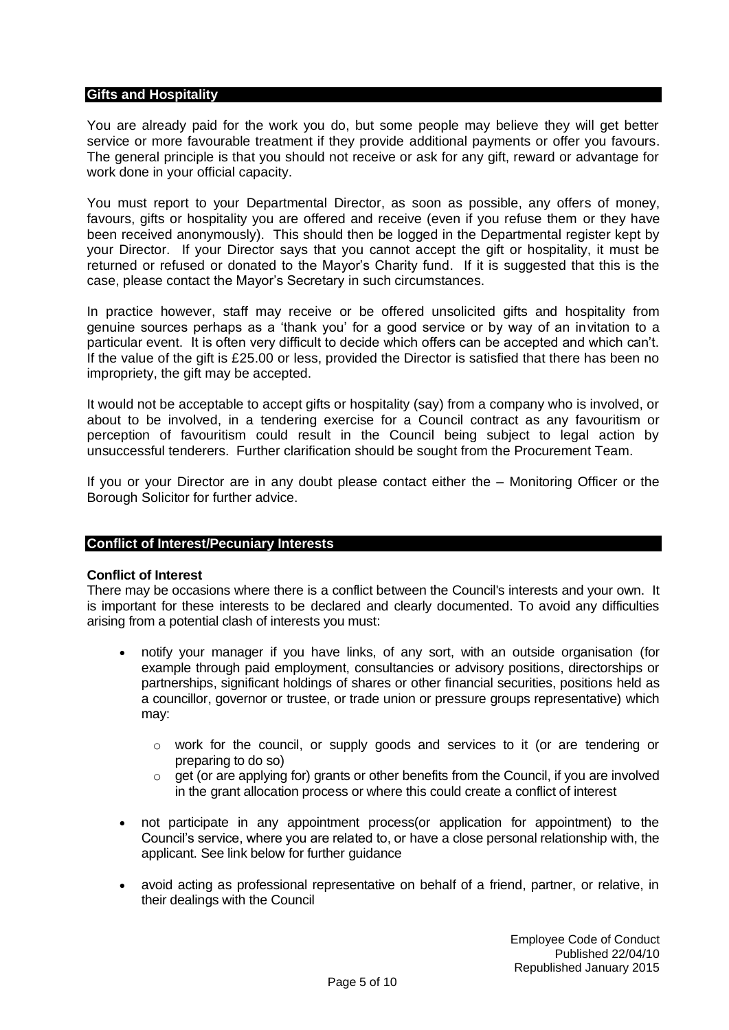## Gifts and Hospitality

You are already paid for the work you do, but some people may believe they will get better service or more favourable treatment if they provide additional payments or offer you favours. The general principle is that you should not receive or ask for any gift, reward or advantage for work done in your official capacity.

You must report to your Departmental Director, as soon as possible, any offers of money, favours, gifts or hospitality you are offered and receive (even if you refuse them or they have been received anonymously). This should then be logged in the Departmental register kept by your Director. If your Director says that you cannot accept the gift or hospitality, it must be returned or refused or donated to the Mayor's Charity fund. If it is suggested that this is the case, please contact the Mayor's Secretary in such circumstances.

In practice however, staff may receive or be offered unsolicited gifts and hospitality from genuine sources perhaps as a 'thank you' for a good service or by way of an invitation to a particular event. It is often very difficult to decide which offers can be accepted and which can't. If the value of the gift is £25.00 or less, provided the Director is satisfied that there has been no impropriety, the gift may be accepted.

It would not be acceptable to accept gifts or hospitality (say) from a company who is involved, or about to be involved, in a tendering exercise for a Council contract as any favouritism or perception of favouritism could result in the Council being subject to legal action by unsuccessful tenderers. Further clarification should be sought from the Procurement Team.

If you or your Director are in any doubt please contact either the – Monitoring Officer or the Borough Solicitor for further advice.

## Conflict of Interest/Pecuniary Interests

**Conflict of Interest**

There may be occasions where there is a conflict between the Council's interests and your own. It is important for these interests to be declared and clearly documented. To avoid any difficulties arising from a potential clash of interests you must:

- notify your manager if you have links, of any sort, with an outside organisation (for example through paid employment, consultancies or advisory positions, directorships or partnerships, significant holdings of shares or other financial securities, positions held as a councillor, governor or trustee, or trade union or pressure groups representative) which may:
    - work for the council, or supply goods and services to it (or are tendering or preparing to do so)
    - get (or are applying for) grants or other benefits from the Council, if you are involved in the grant allocation process or where this could create a conflict of interest
- not participate in any appointment process(or application for appointment) to the Council's service, where you are related to, or have a close personal relationship with, the applicant. See link below for further guidance
- avoid acting as professional representative on behalf of a friend, partner, or relative, in their dealings with the Council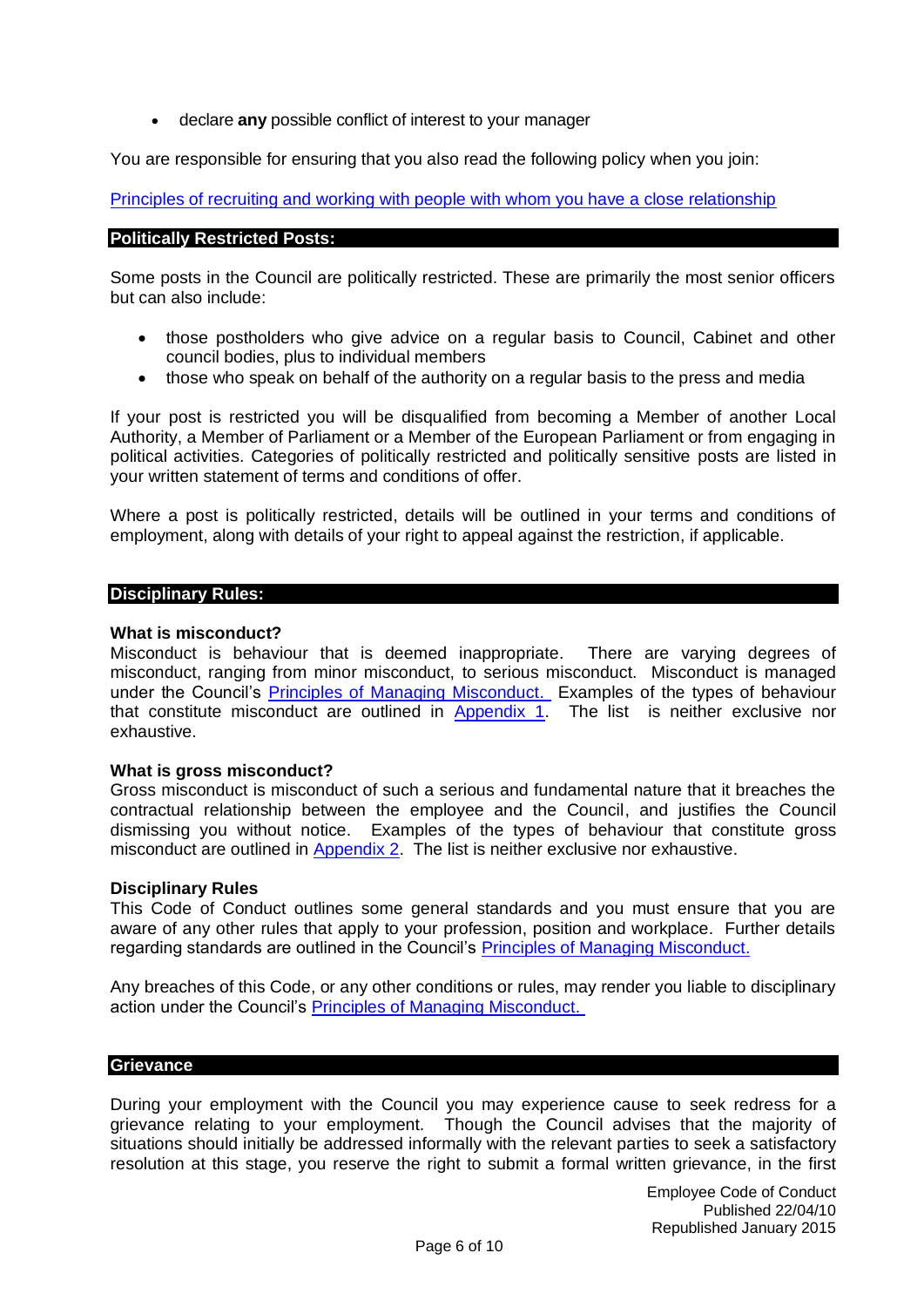- declare **any** possible conflict of interest to your manager

You are responsible for ensuring that you also read the following policy when you join:

[Principles of recruiting and working with people with whom you have a close relationship](#)

## Politically Restricted Posts:

Some posts in the Council are politically restricted. These are primarily the most senior officers but can also include:

- those postholders who give advice on a regular basis to Council, Cabinet and other council bodies, plus to individual members
- those who speak on behalf of the authority on a regular basis to the press and media

If your post is restricted you will be disqualified from becoming a Member of another Local Authority, a Member of Parliament or a Member of the European Parliament or from engaging in political activities. Categories of politically restricted and politically sensitive posts are listed in your written statement of terms and conditions of offer.

Where a post is politically restricted, details will be outlined in your terms and conditions of employment, along with details of your right to appeal against the restriction, if applicable.

## Disciplinary Rules:

**What is misconduct?**
Misconduct is behaviour that is deemed inappropriate. There are varying degrees of misconduct, ranging from minor misconduct, to serious misconduct. Misconduct is managed under the Council's [Principles of Managing Misconduct.](#) Examples of the types of behaviour that constitute misconduct are outlined in [Appendix 1](#). The list is neither exclusive nor exhaustive.

**What is gross misconduct?**
Gross misconduct is misconduct of such a serious and fundamental nature that it breaches the contractual relationship between the employee and the Council, and justifies the Council dismissing you without notice. Examples of the types of behaviour that constitute gross misconduct are outlined in [Appendix 2](#). The list is neither exclusive nor exhaustive.

**Disciplinary Rules**
This Code of Conduct outlines some general standards and you must ensure that you are aware of any other rules that apply to your profession, position and workplace. Further details regarding standards are outlined in the Council's [Principles of Managing Misconduct.](#)

Any breaches of this Code, or any other conditions or rules, may render you liable to disciplinary action under the Council's [Principles of Managing Misconduct.](#)

## Grievance

During your employment with the Council you may experience cause to seek redress for a grievance relating to your employment. Though the Council advises that the majority of situations should initially be addressed informally with the relevant parties to seek a satisfactory resolution at this stage, you reserve the right to submit a formal written grievance, in the first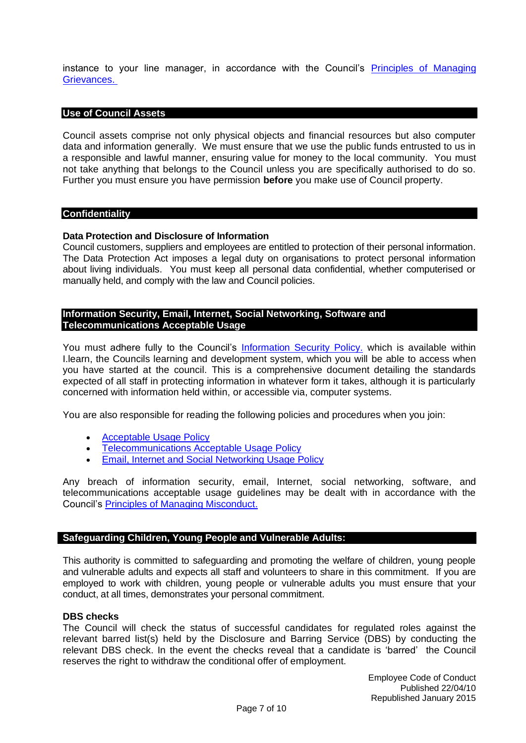instance to your line manager, in accordance with the Council's Principles of Managing Grievances.

## Use of Council Assets

Council assets comprise not only physical objects and financial resources but also computer data and information generally. We must ensure that we use the public funds entrusted to us in a responsible and lawful manner, ensuring value for money to the local community. You must not take anything that belongs to the Council unless you are specifically authorised to do so. Further you must ensure you have permission **before** you make use of Council property.

## Confidentiality

### Data Protection and Disclosure of Information

Council customers, suppliers and employees are entitled to protection of their personal information. The Data Protection Act imposes a legal duty on organisations to protect personal information about living individuals. You must keep all personal data confidential, whether computerised or manually held, and comply with the law and Council policies.

## Information Security, Email, Internet, Social Networking, Software and Telecommunications Acceptable Usage

You must adhere fully to the Council's Information Security Policy. which is available within I.learn, the Councils learning and development system, which you will be able to access when you have started at the council. This is a comprehensive document detailing the standards expected of all staff in protecting information in whatever form it takes, although it is particularly concerned with information held within, or accessible via, computer systems.

You are also responsible for reading the following policies and procedures when you join:

- Acceptable Usage Policy
- Telecommunications Acceptable Usage Policy
- Email, Internet and Social Networking Usage Policy

Any breach of information security, email, Internet, social networking, software, and telecommunications acceptable usage guidelines may be dealt with in accordance with the Council's Principles of Managing Misconduct.

## Safeguarding Children, Young People and Vulnerable Adults:

This authority is committed to safeguarding and promoting the welfare of children, young people and vulnerable adults and expects all staff and volunteers to share in this commitment. If you are employed to work with children, young people or vulnerable adults you must ensure that your conduct, at all times, demonstrates your personal commitment.

### DBS checks

The Council will check the status of successful candidates for regulated roles against the relevant barred list(s) held by the Disclosure and Barring Service (DBS) by conducting the relevant DBS check. In the event the checks reveal that a candidate is 'barred' the Council reserves the right to withdraw the conditional offer of employment.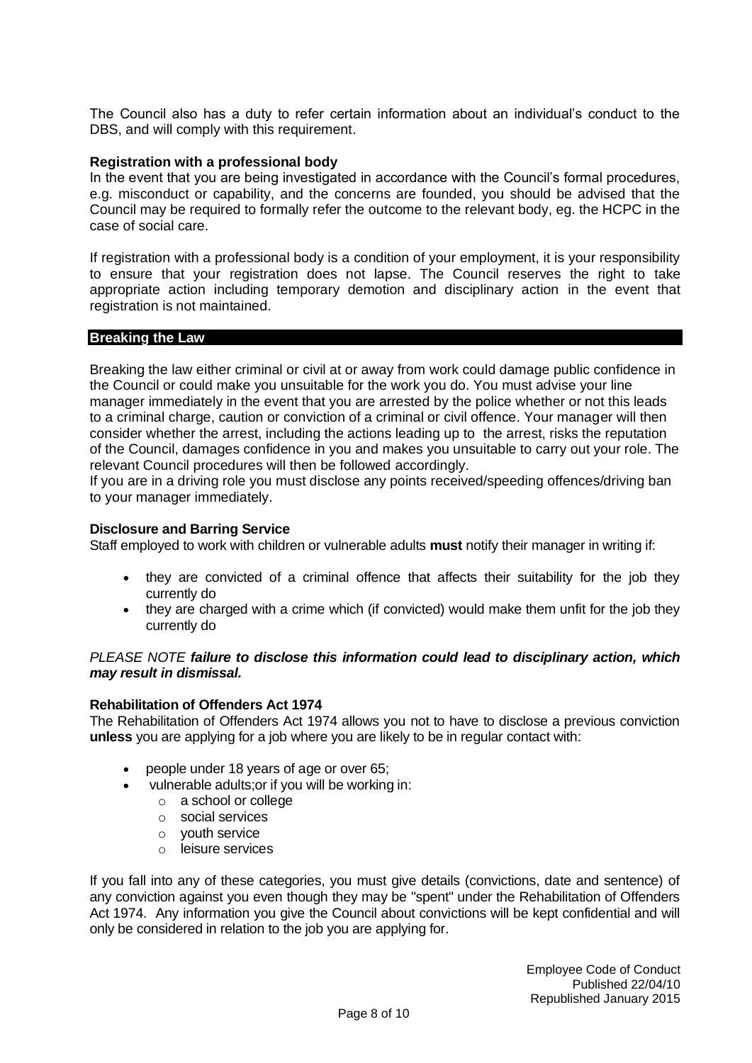The Council also has a duty to refer certain information about an individual's conduct to the DBS, and will comply with this requirement.

**Registration with a professional body**

In the event that you are being investigated in accordance with the Council's formal procedures, e.g. misconduct or capability, and the concerns are founded, you should be advised that the Council may be required to formally refer the outcome to the relevant body, eg. the HCPC in the case of social care.

If registration with a professional body is a condition of your employment, it is your responsibility to ensure that your registration does not lapse. The Council reserves the right to take appropriate action including temporary demotion and disciplinary action in the event that registration is not maintained.

## Breaking the Law

Breaking the law either criminal or civil at or away from work could damage public confidence in the Council or could make you unsuitable for the work you do. You must advise your line manager immediately in the event that you are arrested by the police whether or not this leads to a criminal charge, caution or conviction of a criminal or civil offence. Your manager will then consider whether the arrest, including the actions leading up to the arrest, risks the reputation of the Council, damages confidence in you and makes you unsuitable to carry out your role. The relevant Council procedures will then be followed accordingly.

If you are in a driving role you must disclose any points received/speeding offences/driving ban to your manager immediately.

**Disclosure and Barring Service**

Staff employed to work with children or vulnerable adults **must** notify their manager in writing if:

- they are convicted of a criminal offence that affects their suitability for the job they currently do
- they are charged with a crime which (if convicted) would make them unfit for the job they currently do

*PLEASE NOTE **failure to disclose this information could lead to disciplinary action, which may result in dismissal.***

**Rehabilitation of Offenders Act 1974**

The Rehabilitation of Offenders Act 1974 allows you not to have to disclose a previous conviction **unless** you are applying for a job where you are likely to be in regular contact with:

- people under 18 years of age or over 65;
- vulnerable adults;or if you will be working in:
  - a school or college
  - social services
  - youth service
  - leisure services

If you fall into any of these categories, you must give details (convictions, date and sentence) of any conviction against you even though they may be "spent" under the Rehabilitation of Offenders Act 1974. Any information you give the Council about convictions will be kept confidential and will only be considered in relation to the job you are applying for.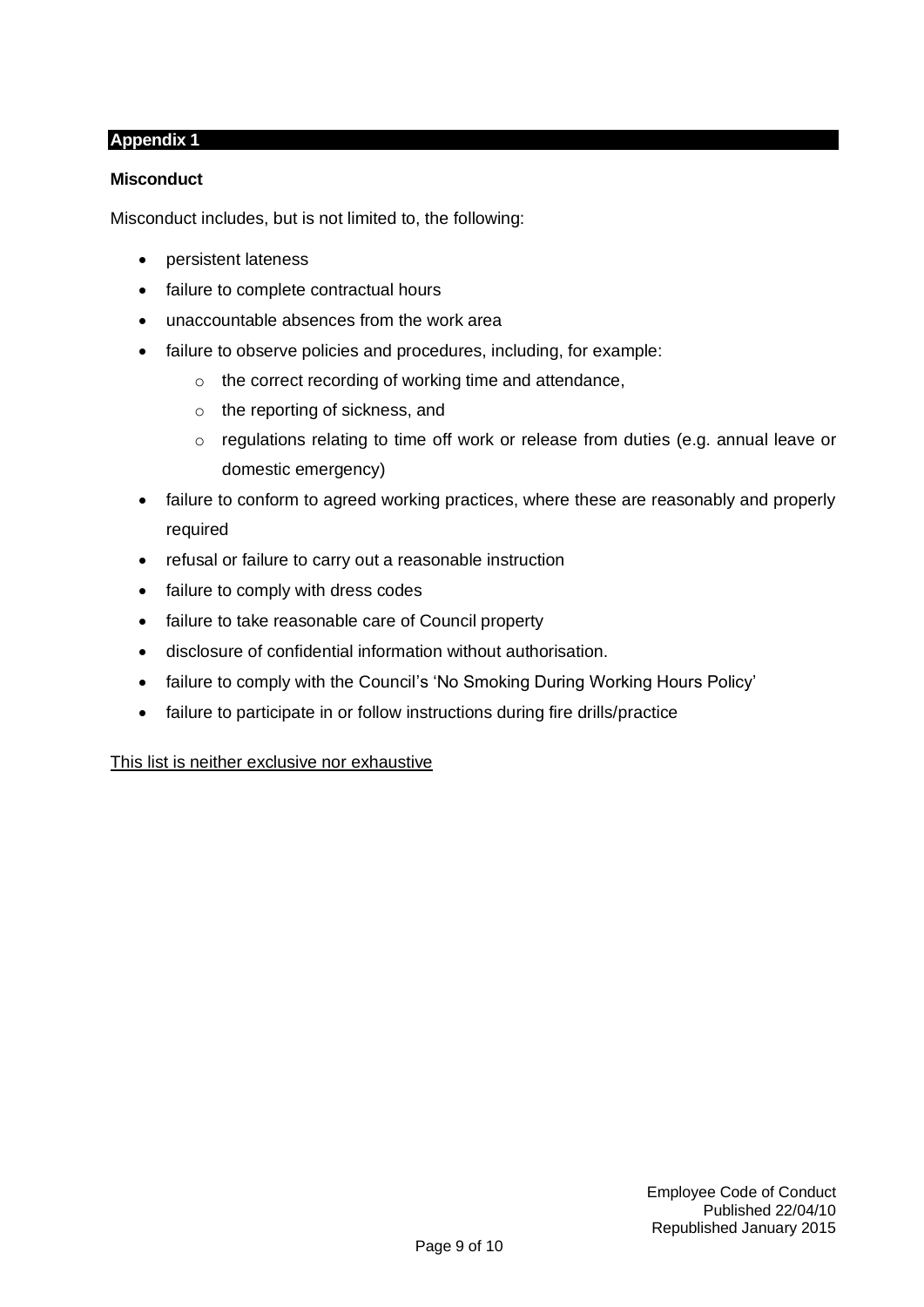## Appendix 1

### Misconduct

Misconduct includes, but is not limited to, the following:

- persistent lateness
- failure to complete contractual hours
- unaccountable absences from the work area
- failure to observe policies and procedures, including, for example:
  - the correct recording of working time and attendance,
  - the reporting of sickness, and
  - regulations relating to time off work or release from duties (e.g. annual leave or domestic emergency)
- failure to conform to agreed working practices, where these are reasonably and properly required
- refusal or failure to carry out a reasonable instruction
- failure to comply with dress codes
- failure to take reasonable care of Council property
- disclosure of confidential information without authorisation.
- failure to comply with the Council's 'No Smoking During Working Hours Policy'
- failure to participate in or follow instructions during fire drills/practice

<u>This list is neither exclusive nor exhaustive</u>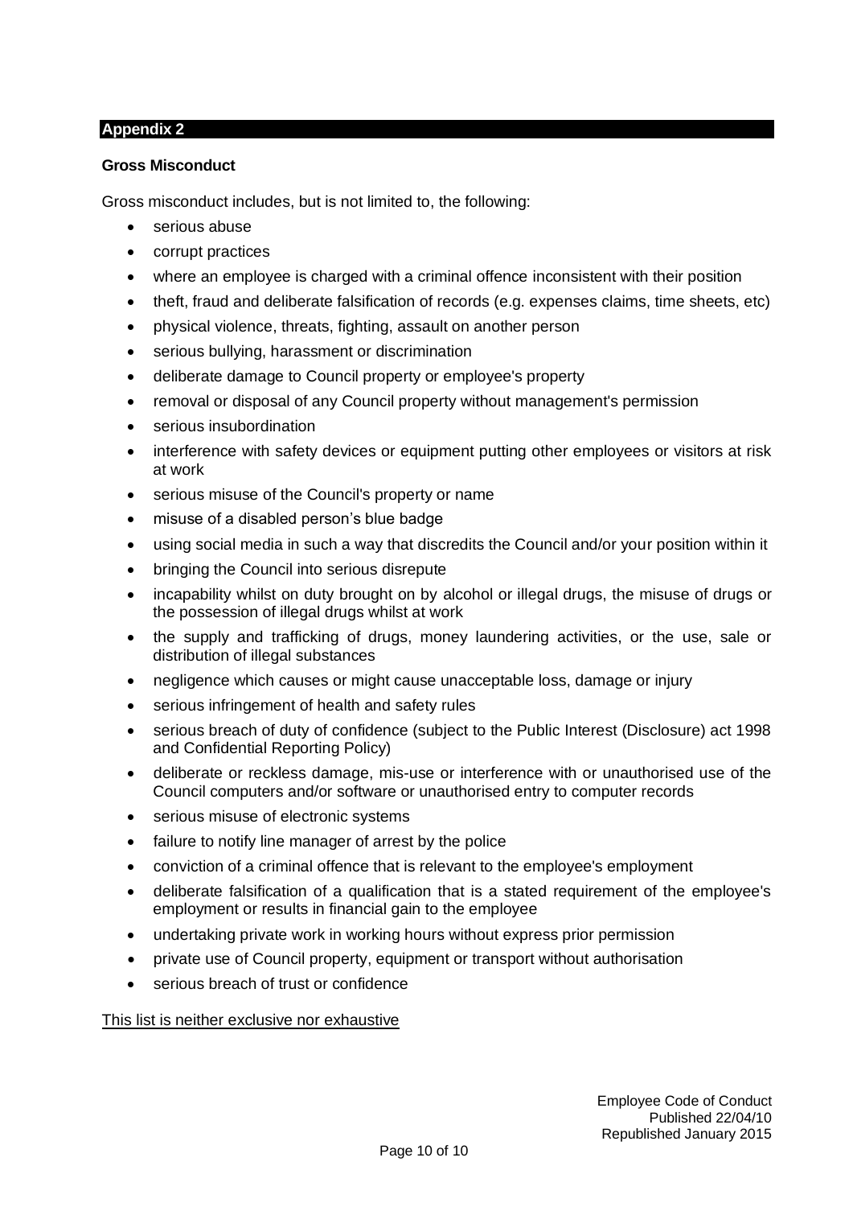## Appendix 2

**Gross Misconduct**

Gross misconduct includes, but is not limited to, the following:

- serious abuse
- corrupt practices
- where an employee is charged with a criminal offence inconsistent with their position
- theft, fraud and deliberate falsification of records (e.g. expenses claims, time sheets, etc)
- physical violence, threats, fighting, assault on another person
- serious bullying, harassment or discrimination
- deliberate damage to Council property or employee's property
- removal or disposal of any Council property without management's permission
- serious insubordination
- interference with safety devices or equipment putting other employees or visitors at risk at work
- serious misuse of the Council's property or name
- misuse of a disabled person's blue badge
- using social media in such a way that discredits the Council and/or your position within it
- bringing the Council into serious disrepute
- incapability whilst on duty brought on by alcohol or illegal drugs, the misuse of drugs or the possession of illegal drugs whilst at work
- the supply and trafficking of drugs, money laundering activities, or the use, sale or distribution of illegal substances
- negligence which causes or might cause unacceptable loss, damage or injury
- serious infringement of health and safety rules
- serious breach of duty of confidence (subject to the Public Interest (Disclosure) act 1998 and Confidential Reporting Policy)
- deliberate or reckless damage, mis-use or interference with or unauthorised use of the Council computers and/or software or unauthorised entry to computer records
- serious misuse of electronic systems
- failure to notify line manager of arrest by the police
- conviction of a criminal offence that is relevant to the employee's employment
- deliberate falsification of a qualification that is a stated requirement of the employee's employment or results in financial gain to the employee
- undertaking private work in working hours without express prior permission
- private use of Council property, equipment or transport without authorisation
- serious breach of trust or confidence

This list is neither exclusive nor exhaustive

Employee Code of Conduct
Published 22/04/10
Republished January 2015